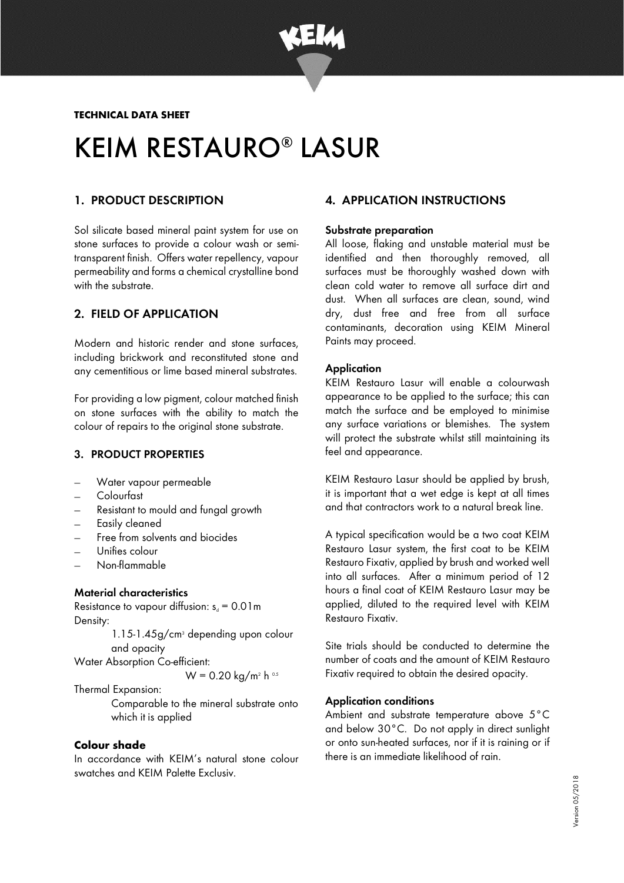TECHNICAL DATA SHEET

# KEIM RESTAURO® LASUR

## 1. PRODUCT DESCRIPTION

Sol silicate based mineral paint system for use on stone surfaces to provide a colour wash or semi-transparent finish. Offers water repellency, vapour permeability and forms a chemical crystalline bond with the substrate.

## 2. FIELD OF APPLICATION

Modern and historic render and stone surfaces, including brickwork and reconstituted stone and any cementitious or lime based mineral substrates.

For providing a low pigment, colour matched finish on stone surfaces with the ability to match the colour of repairs to the original stone substrate.

## 3. PRODUCT PROPERTIES

- Water vapour permeable
- Colourfast
- Resistant to mould and fungal growth
- Easily cleaned
- Free from solvents and biocides
- Unifies colour
- Non-flammable

### Material characteristics

Resistance to vapour diffusion: $s_d$ = 0.01m

Density:
1.15-1.45g/cm$^3$ depending upon colour and opacity

Water Absorption Co-efficient:
W = 0.20 kg/m$^2$ h $^{0.5}$

Thermal Expansion:
Comparable to the mineral substrate onto which it is applied

### Colour shade

In accordance with KEIM's natural stone colour swatches and KEIM Palette Exclusiv.

## 4. APPLICATION INSTRUCTIONS

### Substrate preparation

All loose, flaking and unstable material must be identified and then thoroughly removed, all surfaces must be thoroughly washed down with clean cold water to remove all surface dirt and dust. When all surfaces are clean, sound, wind dry, dust free and free from all surface contaminants, decoration using KEIM Mineral Paints may proceed.

### Application

KEIM Restauro Lasur will enable a colourwash appearance to be applied to the surface; this can match the surface and be employed to minimise any surface variations or blemishes. The system will protect the substrate whilst still maintaining its feel and appearance.

KEIM Restauro Lasur should be applied by brush, it is important that a wet edge is kept at all times and that contractors work to a natural break line.

A typical specification would be a two coat KEIM Restauro Lasur system, the first coat to be KEIM Restauro Fixativ, applied by brush and worked well into all surfaces. After a minimum period of 12 hours a final coat of KEIM Restauro Lasur may be applied, diluted to the required level with KEIM Restauro Fixativ.

Site trials should be conducted to determine the number of coats and the amount of KEIM Restauro Fixativ required to obtain the desired opacity.

### Application conditions

Ambient and substrate temperature above 5°C and below 30°C. Do not apply in direct sunlight or onto sun-heated surfaces, nor if it is raining or if there is an immediate likelihood of rain.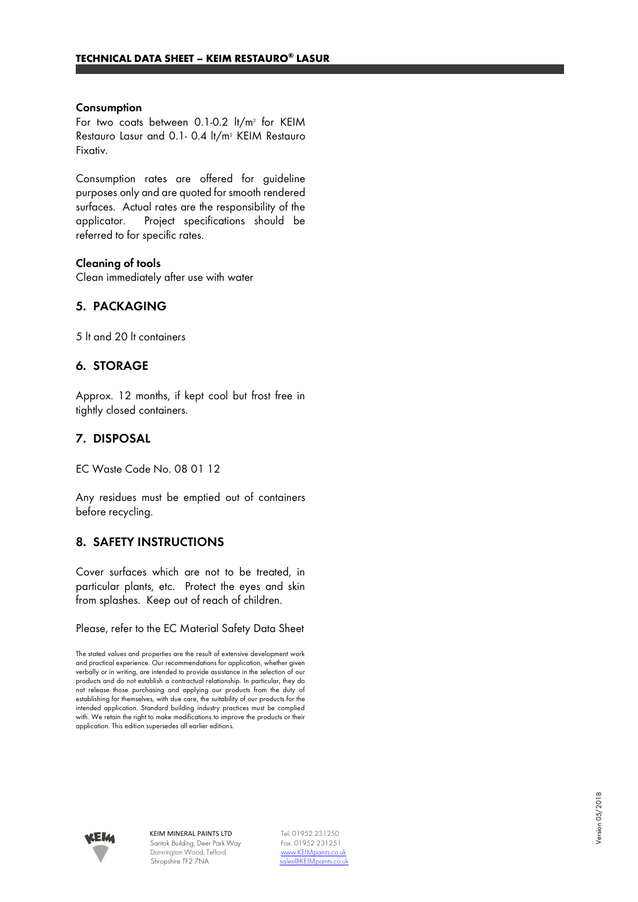#### Consumption

For two coats between 0.1-0.2 lt/m$^2$ for KEIM Restauro Lasur and 0.1- 0.4 lt/m$^2$ KEIM Restauro Fixativ.

Consumption rates are offered for guideline purposes only and are quoted for smooth rendered surfaces. Actual rates are the responsibility of the applicator. Project specifications should be referred to for specific rates.

#### Cleaning of tools

Clean immediately after use with water

## 5. PACKAGING

5 lt and 20 lt containers

## 6. STORAGE

Approx. 12 months, if kept cool but frost free in tightly closed containers.

## 7. DISPOSAL

EC Waste Code No. 08 01 12

Any residues must be emptied out of containers before recycling.

## 8. SAFETY INSTRUCTIONS

Cover surfaces which are not to be treated, in particular plants, etc. Protect the eyes and skin from splashes. Keep out of reach of children.

Please, refer to the EC Material Safety Data Sheet

The stated values and properties are the result of extensive development work and practical experience. Our recommendations for application, whether given verbally or in writing, are intended to provide assistance in the selection of our products and do not establish a contractual relationship. In particular, they do not release those purchasing and applying our products from the duty of establishing for themselves, with due care, the suitability of our products for the intended application. Standard building industry practices must be complied with. We retain the right to make modifications to improve the products or their application. This edition supersedes all earlier editions.

KEIM MINERAL PAINTS LTD
Santok Building, Deer Park Way
Donnington Wood, Telford
Shropshire TF2 7NA

Tel. 01952 231250
Fax. 01952 231251
www.KEIMpaints.co.uk
sales@KEIMpaints.co.uk

Version 05/2018